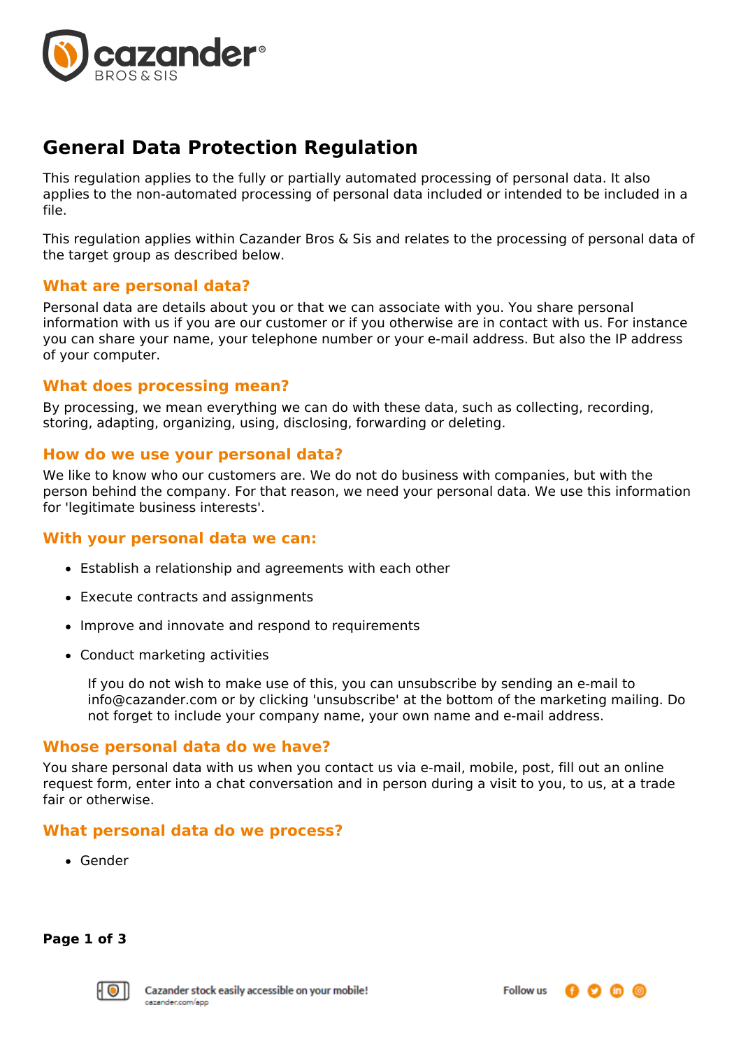# General Data Protection Regulation

This regulation applies to the fully or partially automated processing of personal data. It also applies to the non-automated processing of personal data included or intended to be included in a file.

This regulation applies within Cazander Bros & Sis and relates to the processing of personal data of the target group as described below.

## What are personal data?

Personal data are details about you or that we can associate with you. You share personal information with us if you are our customer or if you otherwise are in contact with us. For instance you can share your name, your telephone number or your e-mail address. But also the IP address of your computer.

## What does processing mean?

By processing, we mean everything we can do with these data, such as collecting, recording, storing, adapting, organizing, using, disclosing, forwarding or deleting.

## How do we use your personal data?

We like to know who our customers are. We do not do business with companies, but with the person behind the company. For that reason, we need your personal data. We use this information for 'legitimate business interests'.

## With your personal data we can:

- Establish a relationship and agreements with each other
- Execute contracts and assignments
- Improve and innovate and respond to requirements
- Conduct marketing activities

  If you do not wish to make use of this, you can unsubscribe by sending an e-mail to info@cazander.com or by clicking 'unsubscribe' at the bottom of the marketing mailing. Do not forget to include your company name, your own name and e-mail address.

## Whose personal data do we have?

You share personal data with us when you contact us via e-mail, mobile, post, fill out an online request form, enter into a chat conversation and in person during a visit to you, to us, at a trade fair or otherwise.

## What personal data do we process?

- Gender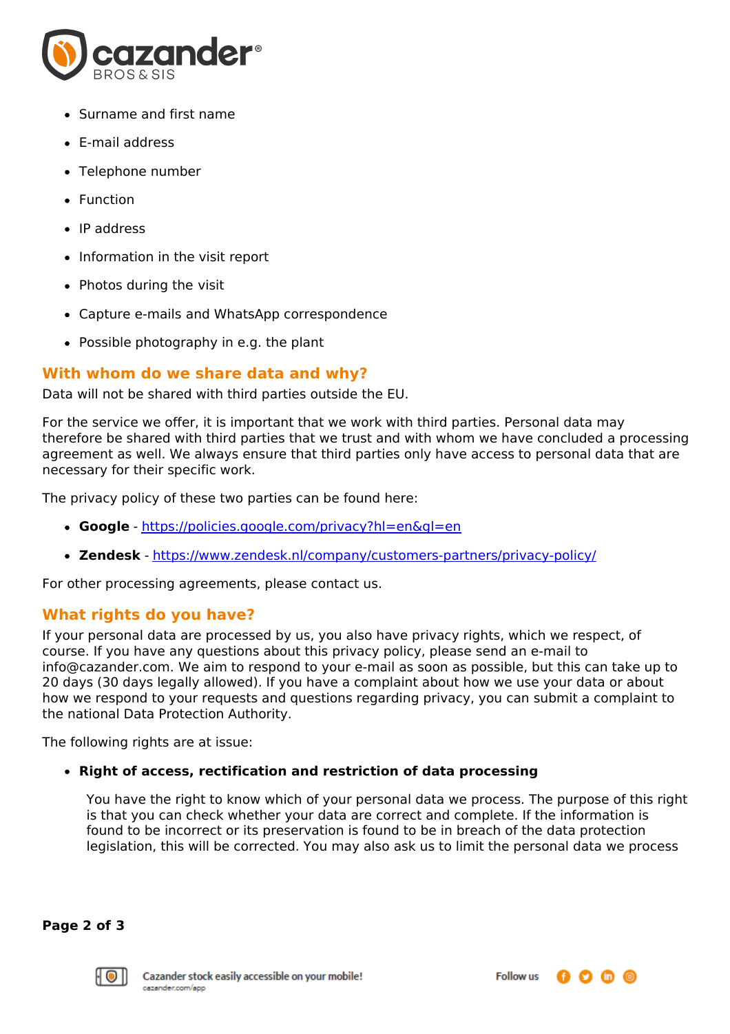- Surname and first name
- E-mail address
- Telephone number
- Function
- IP address
- Information in the visit report
- Photos during the visit
- Capture e-mails and WhatsApp correspondence
- Possible photography in e.g. the plant

## With whom do we share data and why?

Data will not be shared with third parties outside the EU.

For the service we offer, it is important that we work with third parties. Personal data may therefore be shared with third parties that we trust and with whom we have concluded a processing agreement as well. We always ensure that third parties only have access to personal data that are necessary for their specific work.

The privacy policy of these two parties can be found here:

- **Google** - https://policies.google.com/privacy?hl=en&gl=en
- **Zendesk** - https://www.zendesk.nl/company/customers-partners/privacy-policy/

For other processing agreements, please contact us.

## What rights do you have?

If your personal data are processed by us, you also have privacy rights, which we respect, of course. If you have any questions about this privacy policy, please send an e-mail to info@cazander.com. We aim to respond to your e-mail as soon as possible, but this can take up to 20 days (30 days legally allowed). If you have a complaint about how we use your data or about how we respond to your requests and questions regarding privacy, you can submit a complaint to the national Data Protection Authority.

The following rights are at issue:

- **Right of access, rectification and restriction of data processing**

  You have the right to know which of your personal data we process. The purpose of this right is that you can check whether your data are correct and complete. If the information is found to be incorrect or its preservation is found to be in breach of the data protection legislation, this will be corrected. You may also ask us to limit the personal data we process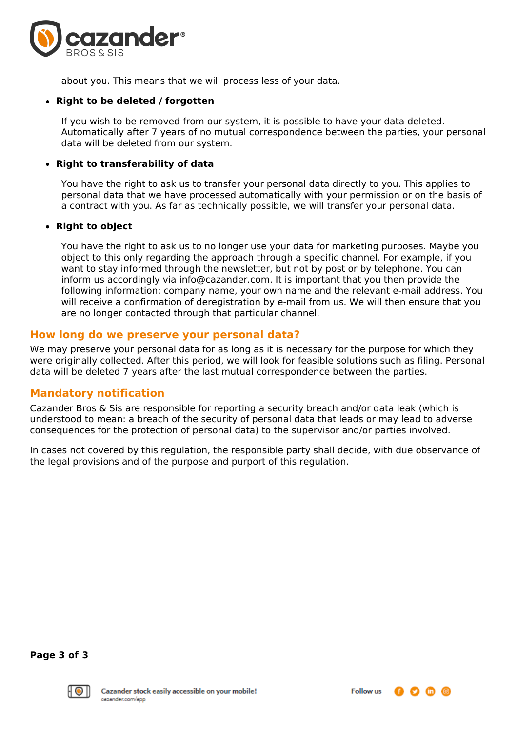about you. This means that we will process less of your data.

- **Right to be deleted / forgotten**

  If you wish to be removed from our system, it is possible to have your data deleted. Automatically after 7 years of no mutual correspondence between the parties, your personal data will be deleted from our system.

- **Right to transferability of data**

  You have the right to ask us to transfer your personal data directly to you. This applies to personal data that we have processed automatically with your permission or on the basis of a contract with you. As far as technically possible, we will transfer your personal data.

- **Right to object**

  You have the right to ask us to no longer use your data for marketing purposes. Maybe you object to this only regarding the approach through a specific channel. For example, if you want to stay informed through the newsletter, but not by post or by telephone. You can inform us accordingly via info@cazander.com. It is important that you then provide the following information: company name, your own name and the relevant e-mail address. You will receive a confirmation of deregistration by e-mail from us. We will then ensure that you are no longer contacted through that particular channel.

## How long do we preserve your personal data?

We may preserve your personal data for as long as it is necessary for the purpose for which they were originally collected. After this period, we will look for feasible solutions such as filing. Personal data will be deleted 7 years after the last mutual correspondence between the parties.

## Mandatory notification

Cazander Bros & Sis are responsible for reporting a security breach and/or data leak (which is understood to mean: a breach of the security of personal data that leads or may lead to adverse consequences for the protection of personal data) to the supervisor and/or parties involved.

In cases not covered by this regulation, the responsible party shall decide, with due observance of the legal provisions and of the purpose and purport of this regulation.